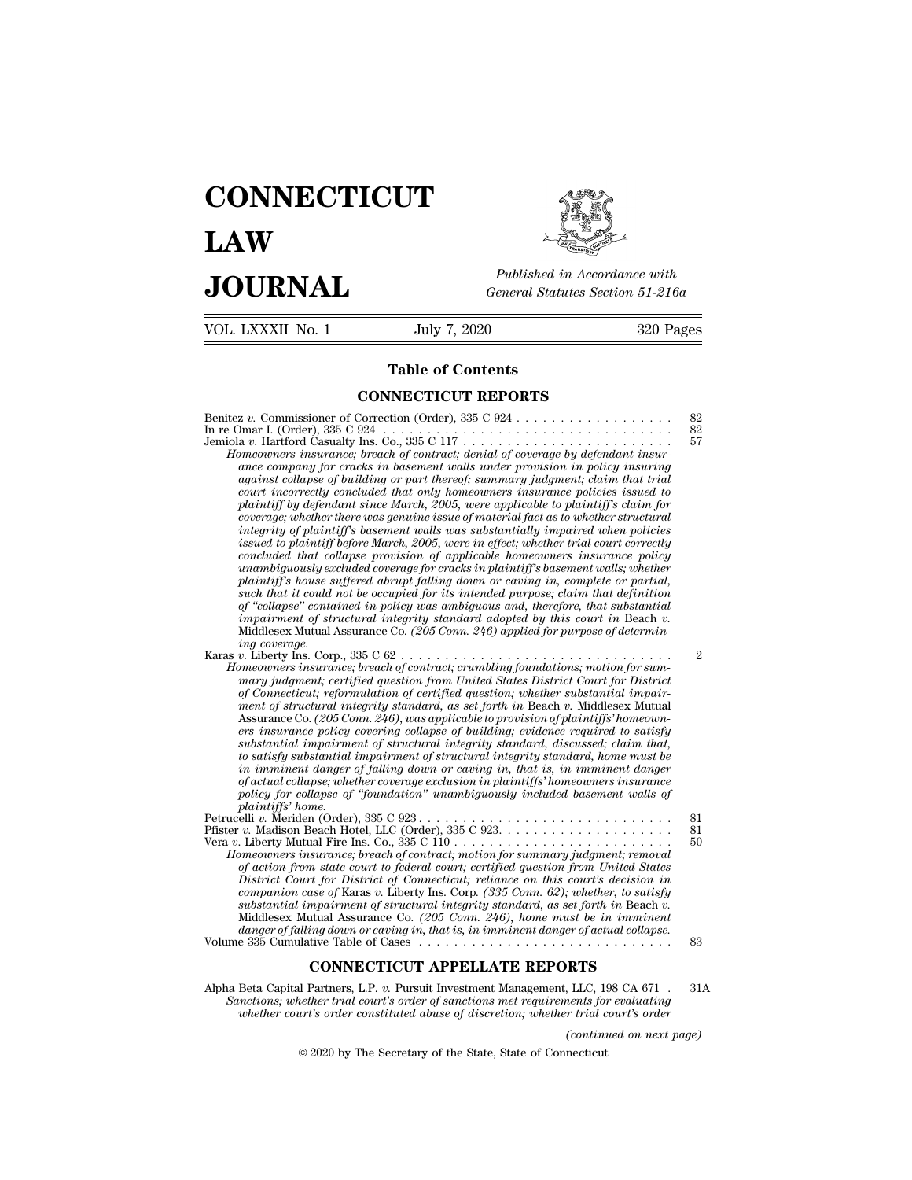# CONNECTICUT LAW JOURNAL

*Published in Accordance with General Statutes Section 51-216a*

VOL. LXXXII No. 1 July 7, 2020 320 Pages

## Table of Contents

### CONNECTICUT REPORTS

Benitez *v.* Commissioner of Correction (Order), 335 C 924 . . . . . . . . . . . . . . . . . . 82

In re Omar I. (Order), 335 C 924 . . . . . . . . . . . . . . . . . . . . . . . . . . . . . . . . . . 82

Jemiola *v.* Hartford Casualty Ins. Co., 335 C 117 . . . . . . . . . . . . . . . . . . . . . . . . 57

*Homeowners insurance; breach of contract; denial of coverage by defendant insurance company for cracks in basement walls under provision in policy insuring against collapse of building or part thereof; summary judgment; claim that trial court incorrectly concluded that only homeowners insurance policies issued to plaintiff by defendant since March, 2005, were applicable to plaintiff's claim for coverage; whether there was genuine issue of material fact as to whether structural integrity of plaintiff's basement walls was substantially impaired when policies issued to plaintiff before March, 2005, were in effect; whether trial court correctly concluded that collapse provision of applicable homeowners insurance policy unambiguously excluded coverage for cracks in plaintiff's basement walls; whether plaintiff's house suffered abrupt falling down or caving in, complete or partial, such that it could not be occupied for its intended purpose; claim that definition of "collapse" contained in policy was ambiguous and, therefore, that substantial impairment of structural integrity standard adopted by this court in* Beach *v.* Middlesex Mutual Assurance Co. *(205 Conn. 246) applied for purpose of determining coverage.*

Karas *v.* Liberty Ins. Corp., 335 C 62 . . . . . . . . . . . . . . . . . . . . . . . . . . . . . . . 2

*Homeowners insurance; breach of contract; crumbling foundations; motion for summary judgment; certified question from United States District Court for District of Connecticut; reformulation of certified question; whether substantial impairment of structural integrity standard, as set forth in* Beach *v.* Middlesex Mutual Assurance Co. *(205 Conn. 246), was applicable to provision of plaintiffs' homeowners insurance policy covering collapse of building; evidence required to satisfy substantial impairment of structural integrity standard, discussed; claim that, to satisfy substantial impairment of structural integrity standard, home must be in imminent danger of falling down or caving in, that is, in imminent danger of actual collapse; whether coverage exclusion in plaintiffs' homeowners insurance policy for collapse of "foundation" unambiguously included basement walls of plaintiffs' home.*

Petrucelli *v.* Meriden (Order), 335 C 923 . . . . . . . . . . . . . . . . . . . . . . . . . . . . . 81

Pfister *v.* Madison Beach Hotel, LLC (Order), 335 C 923. . . . . . . . . . . . . . . . . . . . 81

Vera *v.* Liberty Mutual Fire Ins. Co., 335 C 110 . . . . . . . . . . . . . . . . . . . . . . . . . 50

*Homeowners insurance; breach of contract; motion for summary judgment; removal of action from state court to federal court; certified question from United States District Court for District of Connecticut; reliance on this court's decision in companion case of* Karas *v.* Liberty Ins. Corp. *(335 Conn. 62); whether, to satisfy substantial impairment of structural integrity standard, as set forth in* Beach *v.* Middlesex Mutual Assurance Co. *(205 Conn. 246), home must be in imminent danger of falling down or caving in, that is, in imminent danger of actual collapse.*

Volume 335 Cumulative Table of Cases . . . . . . . . . . . . . . . . . . . . . . . . . . . . . 83

### CONNECTICUT APPELLATE REPORTS

Alpha Beta Capital Partners, L.P. *v.* Pursuit Investment Management, LLC, 198 CA 671 . 31A

*Sanctions; whether trial court's order of sanctions met requirements for evaluating whether court's order constituted abuse of discretion; whether trial court's order*

*(continued on next page)*

© 2020 by The Secretary of the State, State of Connecticut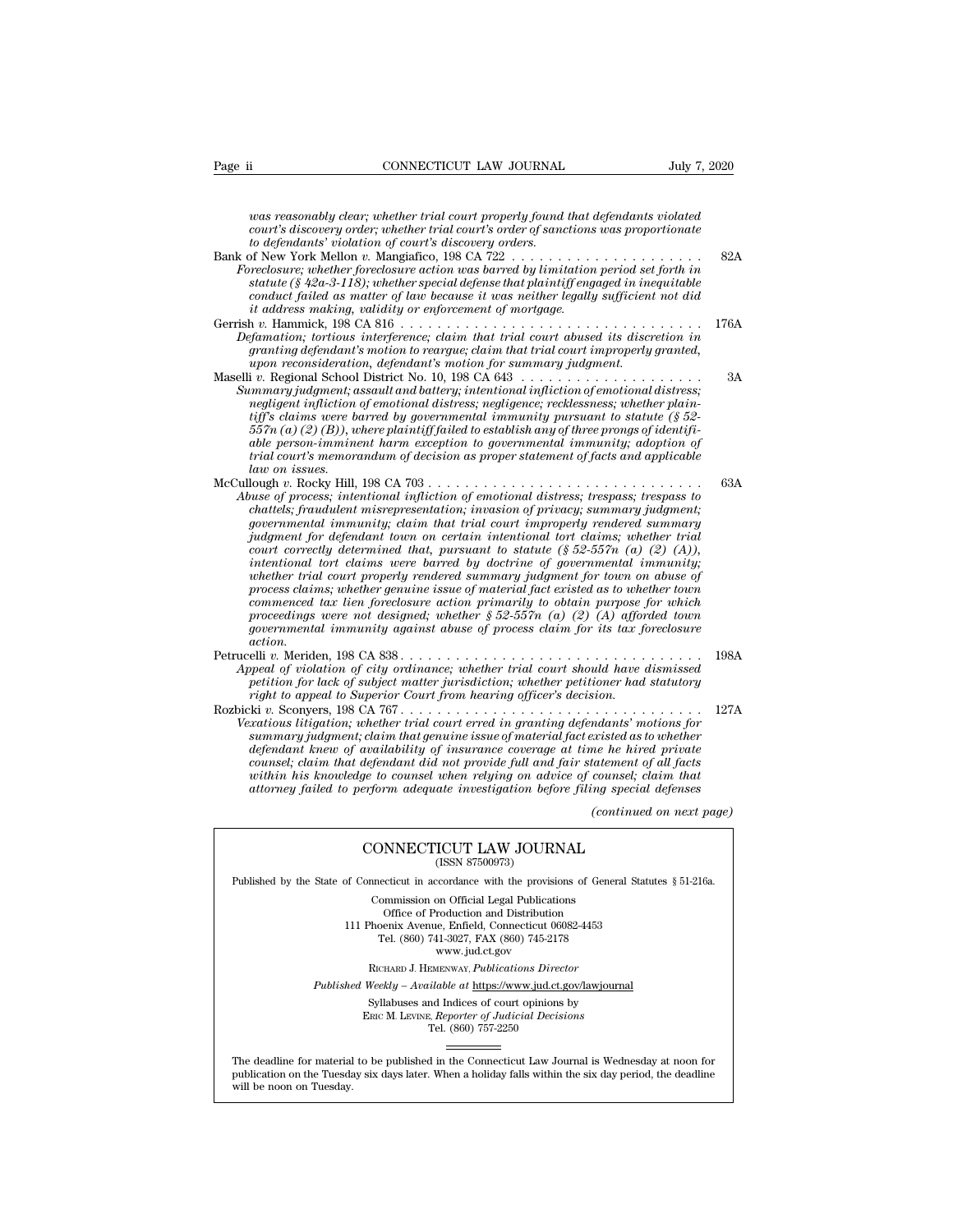*was reasonably clear; whether trial court properly found that defendants violated court's discovery order; whether trial court's order of sanctions was proportionate to defendants' violation of court's discovery orders.*

Bank of New York Mellon *v.* Mangiafico, 198 CA 722 . . . . . . . . . . . . . . . . . . . . . 82A
*Foreclosure; whether foreclosure action was barred by limitation period set forth in statute (§ 42a-3-118); whether special defense that plaintiff engaged in inequitable conduct failed as matter of law because it was neither legally sufficient not did it address making, validity or enforcement of mortgage.*

Gerrish *v.* Hammick, 198 CA 816 . . . . . . . . . . . . . . . . . . . . . . . . . . . . . . . . . 176A
*Defamation; tortious interference; claim that trial court abused its discretion in granting defendant's motion to reargue; claim that trial court improperly granted, upon reconsideration, defendant's motion for summary judgment.*

Maselli *v.* Regional School District No. 10, 198 CA 643 . . . . . . . . . . . . . . . . . . . . 3A
*Summary judgment; assault and battery; intentional infliction of emotional distress; negligent infliction of emotional distress; negligence; recklessness; whether plaintiff's claims were barred by governmental immunity pursuant to statute (§ 52-557n (a) (2) (B)), where plaintiff failed to establish any of three prongs of identifiable person-imminent harm exception to governmental immunity; adoption of trial court's memorandum of decision as proper statement of facts and applicable law on issues.*

McCullough *v.* Rocky Hill, 198 CA 703 . . . . . . . . . . . . . . . . . . . . . . . . . . . . . 63A
*Abuse of process; intentional infliction of emotional distress; trespass; trespass to chattels; fraudulent misrepresentation; invasion of privacy; summary judgment; governmental immunity; claim that trial court improperly rendered summary judgment for defendant town on certain intentional tort claims; whether trial court correctly determined that, pursuant to statute (§ 52-557n (a) (2) (A)), intentional tort claims were barred by doctrine of governmental immunity; whether trial court properly rendered summary judgment for town on abuse of process claims; whether genuine issue of material fact existed as to whether town commenced tax lien foreclosure action primarily to obtain purpose for which proceedings were not designed; whether § 52-557n (a) (2) (A) afforded town governmental immunity against abuse of process claim for its tax foreclosure action.*

Petrucelli *v.* Meriden, 198 CA 838 . . . . . . . . . . . . . . . . . . . . . . . . . . . . . . . . . 198A
*Appeal of violation of city ordinance; whether trial court should have dismissed petition for lack of subject matter jurisdiction; whether petitioner had statutory right to appeal to Superior Court from hearing officer's decision.*

Rozbicki *v.* Sconyers, 198 CA 767 . . . . . . . . . . . . . . . . . . . . . . . . . . . . . . . . . 127A
*Vexatious litigation; whether trial court erred in granting defendants' motions for summary judgment; claim that genuine issue of material fact existed as to whether defendant knew of availability of insurance coverage at time he hired private counsel; claim that defendant did not provide full and fair statement of all facts within his knowledge to counsel when relying on advice of counsel; claim that attorney failed to perform adequate investigation before filing special defenses*

*(continued on next page)*

---

CONNECTICUT LAW JOURNAL
(ISSN 87500973)

Published by the State of Connecticut in accordance with the provisions of General Statutes § 51-216a.

Commission on Official Legal Publications
Office of Production and Distribution
111 Phoenix Avenue, Enfield, Connecticut 06082-4453
Tel. (860) 741-3027, FAX (860) 745-2178
www.jud.ct.gov

RICHARD J. HEMENWAY, *Publications Director*

*Published Weekly – Available at* https://www.jud.ct.gov/lawjournal

Syllabuses and Indices of court opinions by
ERIC M. LEVINE, *Reporter of Judicial Decisions*
Tel. (860) 757-2250

The deadline for material to be published in the Connecticut Law Journal is Wednesday at noon for publication on the Tuesday six days later. When a holiday falls within the six day period, the deadline will be noon on Tuesday.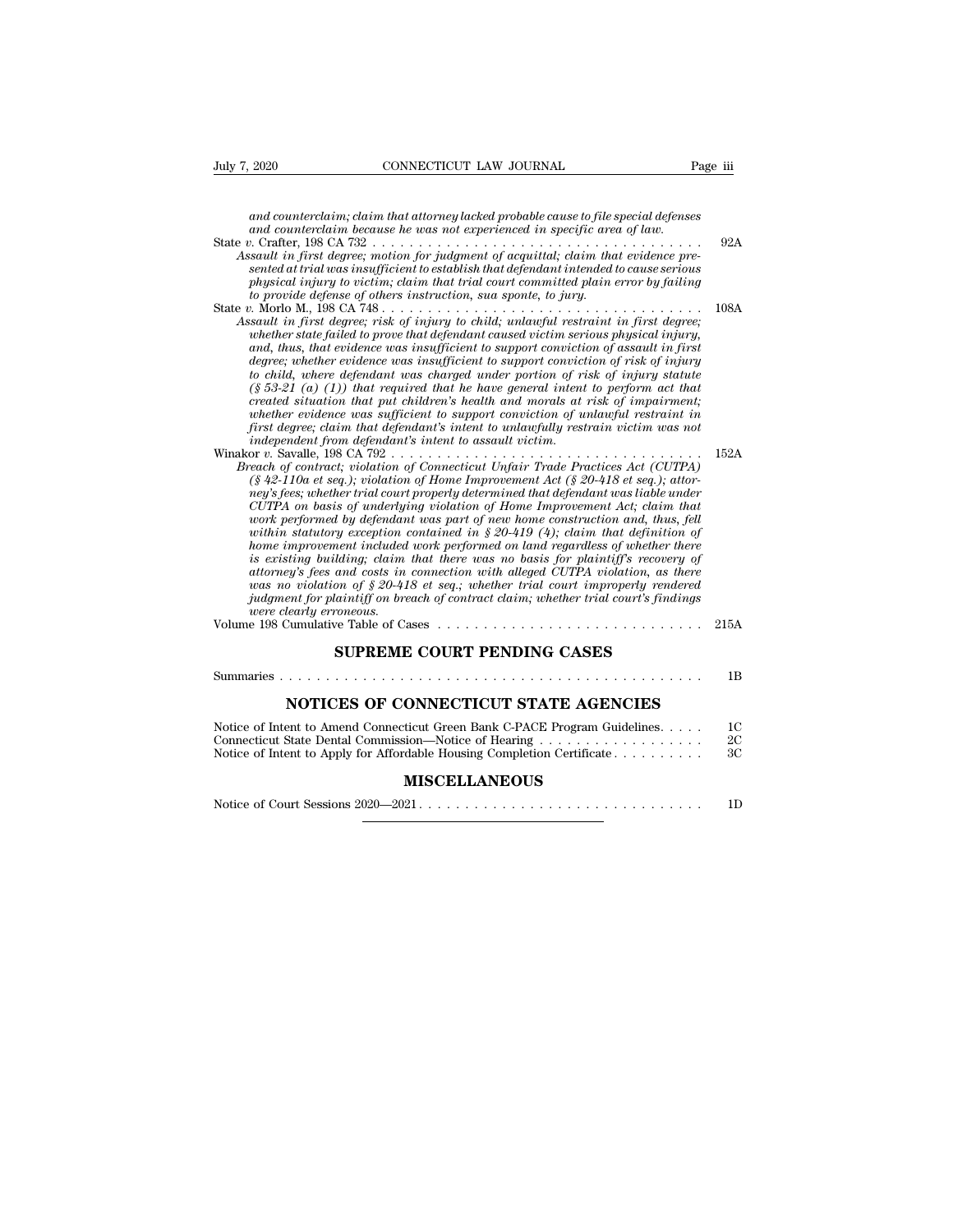*and counterclaim; claim that attorney lacked probable cause to file special defenses and counterclaim because he was not experienced in specific area of law.*

State *v.* Crafter, 198 CA 732 . . . . . . . . . . . . . . . . . . . . . . . . . . . . . . . . . . . . 92A

*Assault in first degree; motion for judgment of acquittal; claim that evidence presented at trial was insufficient to establish that defendant intended to cause serious physical injury to victim; claim that trial court committed plain error by failing to provide defense of others instruction, sua sponte, to jury.*

State *v.* Morlo M., 198 CA 748 . . . . . . . . . . . . . . . . . . . . . . . . . . . . . . . . . . . . 108A

*Assault in first degree; risk of injury to child; unlawful restraint in first degree; whether state failed to prove that defendant caused victim serious physical injury, and, thus, that evidence was insufficient to support conviction of assault in first degree; whether evidence was insufficient to support conviction of risk of injury to child, where defendant was charged under portion of risk of injury statute (§ 53-21 (a) (1)) that required that he have general intent to perform act that created situation that put children's health and morals at risk of impairment; whether evidence was sufficient to support conviction of unlawful restraint in first degree; claim that defendant's intent to unlawfully restrain victim was not independent from defendant's intent to assault victim.*

Winakor *v.* Savalle, 198 CA 792 . . . . . . . . . . . . . . . . . . . . . . . . . . . . . . . . . . . . 152A

*Breach of contract; violation of Connecticut Unfair Trade Practices Act (CUTPA) (§ 42-110a et seq.); violation of Home Improvement Act (§ 20-418 et seq.); attorney's fees; whether trial court properly determined that defendant was liable under CUTPA on basis of underlying violation of Home Improvement Act; claim that work performed by defendant was part of new home construction and, thus, fell within statutory exception contained in § 20-419 (4); claim that definition of home improvement included work performed on land regardless of whether there is existing building; claim that there was no basis for plaintiff's recovery of attorney's fees and costs in connection with alleged CUTPA violation, as there was no violation of § 20-418 et seq.; whether trial court improperly rendered judgment for plaintiff on breach of contract claim; whether trial court's findings were clearly erroneous.*

Volume 198 Cumulative Table of Cases . . . . . . . . . . . . . . . . . . . . . . . . . . . . . 215A

## SUPREME COURT PENDING CASES

Summaries . . . . . . . . . . . . . . . . . . . . . . . . . . . . . . . . . . . . . . . . . . . . . 1B

## NOTICES OF CONNECTICUT STATE AGENCIES

Notice of Intent to Amend Connecticut Green Bank C-PACE Program Guidelines. . . . . 1C
Connecticut State Dental Commission—Notice of Hearing . . . . . . . . . . . . . . . . . . 2C
Notice of Intent to Apply for Affordable Housing Completion Certificate . . . . . . . . . . 3C

## MISCELLANEOUS

Notice of Court Sessions 2020—2021. . . . . . . . . . . . . . . . . . . . . . . . . . . . . . . 1D